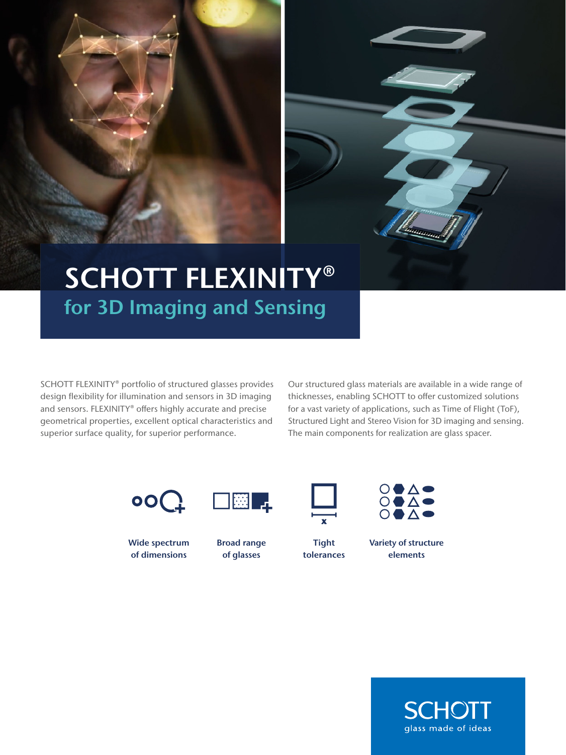# SCHOTT FLEXINITY®

## for 3D Imaging and Sensing

SCHOTT FLEXINITY® portfolio of structured glasses provides design flexibility for illumination and sensors in 3D imaging and sensors. FLEXINITY® offers highly accurate and precise geometrical properties, excellent optical characteristics and superior surface quality, for superior performance.

Our structured glass materials are available in a wide range of thicknesses, enabling SCHOTT to offer customized solutions for a vast variety of applications, such as Time of Flight (ToF), Structured Light and Stereo Vision for 3D imaging and sensing. The main components for realization are glass spacer.

**Wide spectrum of dimensions**

**Broad range of glasses**

**Tight tolerances**

**Variety of structure elements**

SCHOTT
glass made of ideas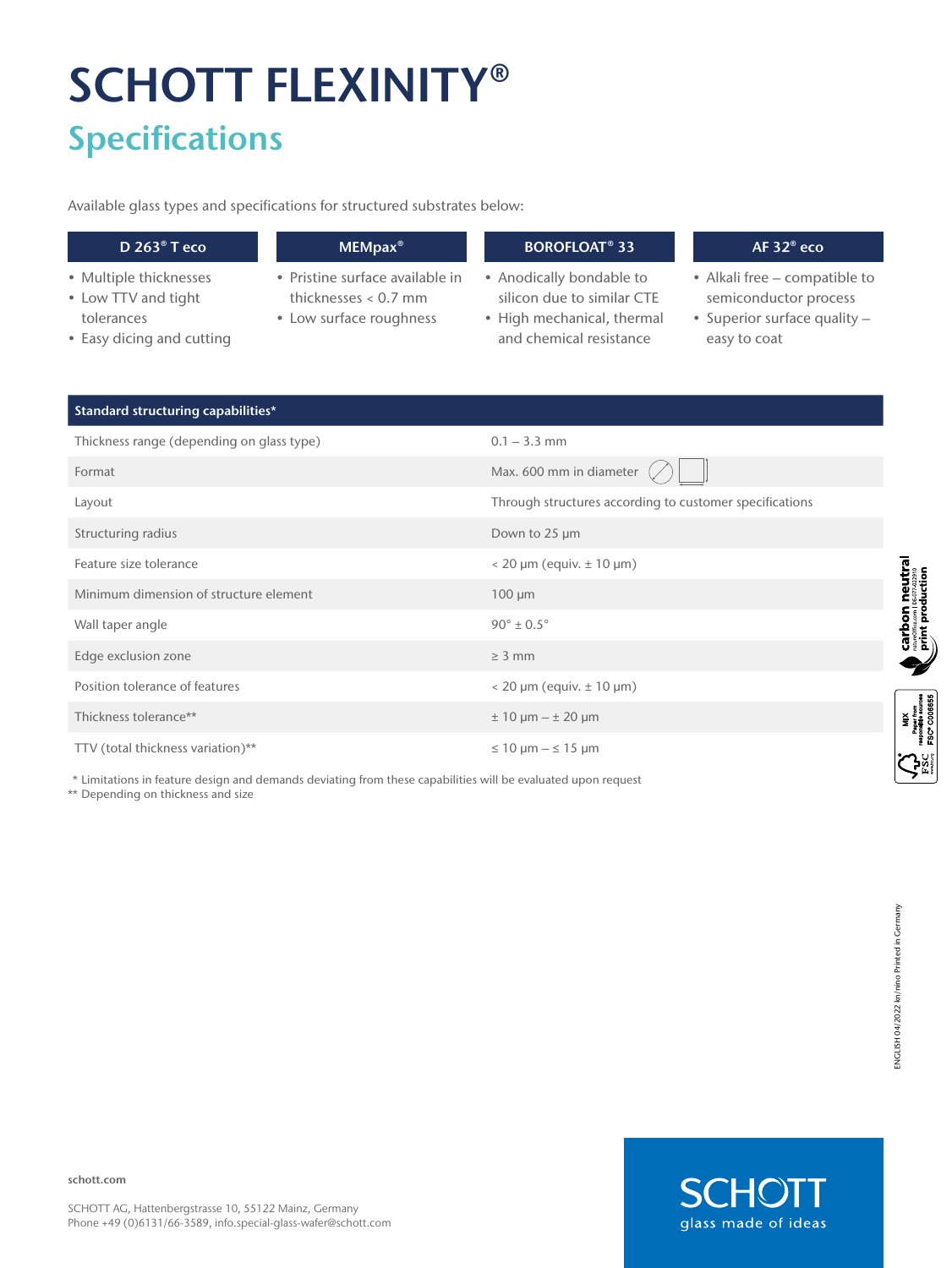# SCHOTT FLEXINITY®

## Specifications

Available glass types and specifications for structured substrates below:

**D 263® T eco**

- Multiple thicknesses
- Low TTV and tight tolerances
- Easy dicing and cutting

**MEMpax®**

- Pristine surface available in thicknesses < 0.7 mm
- Low surface roughness

**BOROFLOAT® 33**

- Anodically bondable to silicon due to similar CTE
- High mechanical, thermal and chemical resistance

**AF 32® eco**

- Alkali free – compatible to semiconductor process
- Superior surface quality – easy to coat

| Standard structuring capabilities* | |
|---|---|
| Thickness range (depending on glass type) | 0.1 – 3.3 mm |
| Format | Max. 600 mm in diameter |
| Layout | Through structures according to customer specifications |
| Structuring radius | Down to 25 µm |
| Feature size tolerance | < 20 µm (equiv. ± 10 µm) |
| Minimum dimension of structure element | 100 µm |
| Wall taper angle | 90° ± 0.5° |
| Edge exclusion zone | ≥ 3 mm |
| Position tolerance of features | < 20 µm (equiv. ± 10 µm) |
| Thickness tolerance** | ± 10 µm – ± 20 µm |
| TTV (total thickness variation)** | ≤ 10 µm – ≤ 15 µm |

\* Limitations in feature design and demands deviating from these capabilities will be evaluated upon request
\*\* Depending on thickness and size

ENGLISH 04/2022 kn/nino Printed in Germany

**schott.com**

SCHOTT AG, Hattenbergstrasse 10, 55122 Mainz, Germany
Phone +49 (0)6131/66-3589, info.special-glass-wafer@schott.com

SCHOTT glass made of ideas